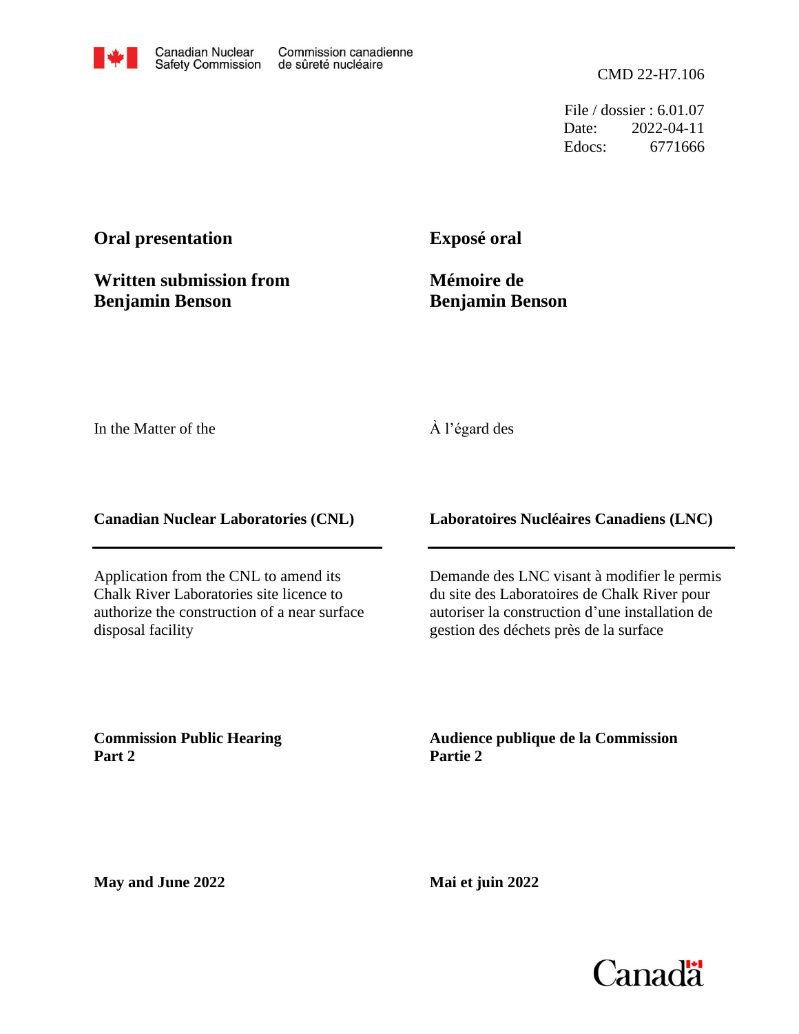Canadian Nuclear Safety Commission | Commission canadienne de sûreté nucléaire

CMD 22-H7.106

File / dossier : 6.01.07
Date: 2022-04-11
Edocs: 6771666

**Oral presentation**

**Written submission from Benjamin Benson**

**Exposé oral**

**Mémoire de Benjamin Benson**

In the Matter of the

À l'égard des

**Canadian Nuclear Laboratories (CNL)**

**Laboratoires Nucléaires Canadiens (LNC)**

Application from the CNL to amend its Chalk River Laboratories site licence to authorize the construction of a near surface disposal facility

Demande des LNC visant à modifier le permis du site des Laboratoires de Chalk River pour autoriser la construction d'une installation de gestion des déchets près de la surface

**Commission Public Hearing Part 2**

**Audience publique de la Commission Partie 2**

**May and June 2022**

**Mai et juin 2022**

Canada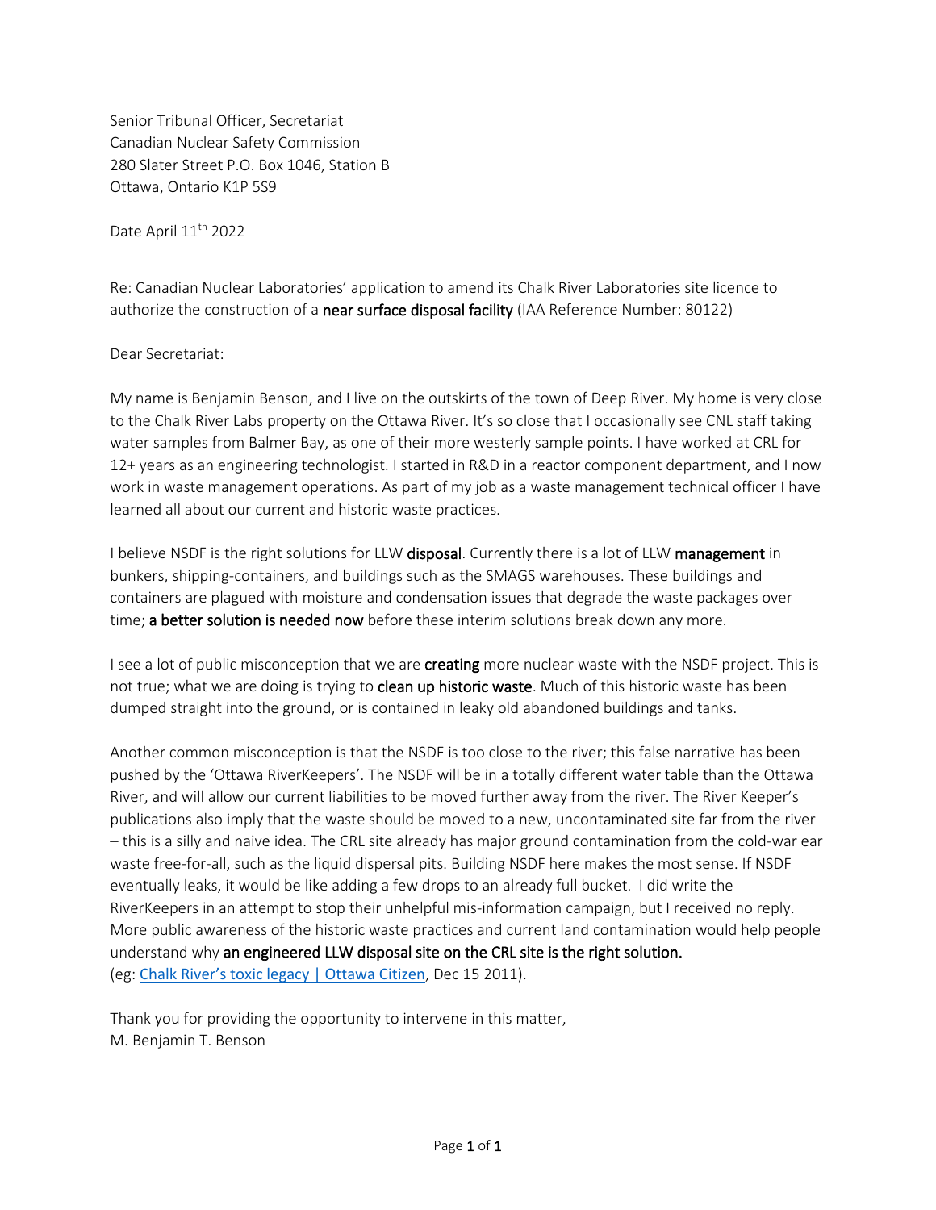Senior Tribunal Officer, Secretariat
Canadian Nuclear Safety Commission
280 Slater Street P.O. Box 1046, Station B
Ottawa, Ontario K1P 5S9

Date April 11th 2022

Re: Canadian Nuclear Laboratories' application to amend its Chalk River Laboratories site licence to authorize the construction of a **near surface disposal facility** (IAA Reference Number: 80122)

Dear Secretariat:

My name is Benjamin Benson, and I live on the outskirts of the town of Deep River. My home is very close to the Chalk River Labs property on the Ottawa River. It's so close that I occasionally see CNL staff taking water samples from Balmer Bay, as one of their more westerly sample points. I have worked at CRL for 12+ years as an engineering technologist. I started in R&D in a reactor component department, and I now work in waste management operations. As part of my job as a waste management technical officer I have learned all about our current and historic waste practices.

I believe NSDF is the right solutions for LLW **disposal**. Currently there is a lot of LLW **management** in bunkers, shipping-containers, and buildings such as the SMAGS warehouses. These buildings and containers are plagued with moisture and condensation issues that degrade the waste packages over time; **a better solution is needed <u>now</u>** before these interim solutions break down any more.

I see a lot of public misconception that we are **creating** more nuclear waste with the NSDF project. This is not true; what we are doing is trying to **clean up historic waste**. Much of this historic waste has been dumped straight into the ground, or is contained in leaky old abandoned buildings and tanks.

Another common misconception is that the NSDF is too close to the river; this false narrative has been pushed by the 'Ottawa RiverKeepers'. The NSDF will be in a totally different water table than the Ottawa River, and will allow our current liabilities to be moved further away from the river. The River Keeper's publications also imply that the waste should be moved to a new, uncontaminated site far from the river – this is a silly and naive idea. The CRL site already has major ground contamination from the cold-war ear waste free-for-all, such as the liquid dispersal pits. Building NSDF here makes the most sense. If NSDF eventually leaks, it would be like adding a few drops to an already full bucket. I did write the RiverKeepers in an attempt to stop their unhelpful mis-information campaign, but I received no reply. More public awareness of the historic waste practices and current land contamination would help people understand why **an engineered LLW disposal site on the CRL site is the right solution.**
(eg: Chalk River's toxic legacy | Ottawa Citizen, Dec 15 2011).

Thank you for providing the opportunity to intervene in this matter,
M. Benjamin T. Benson